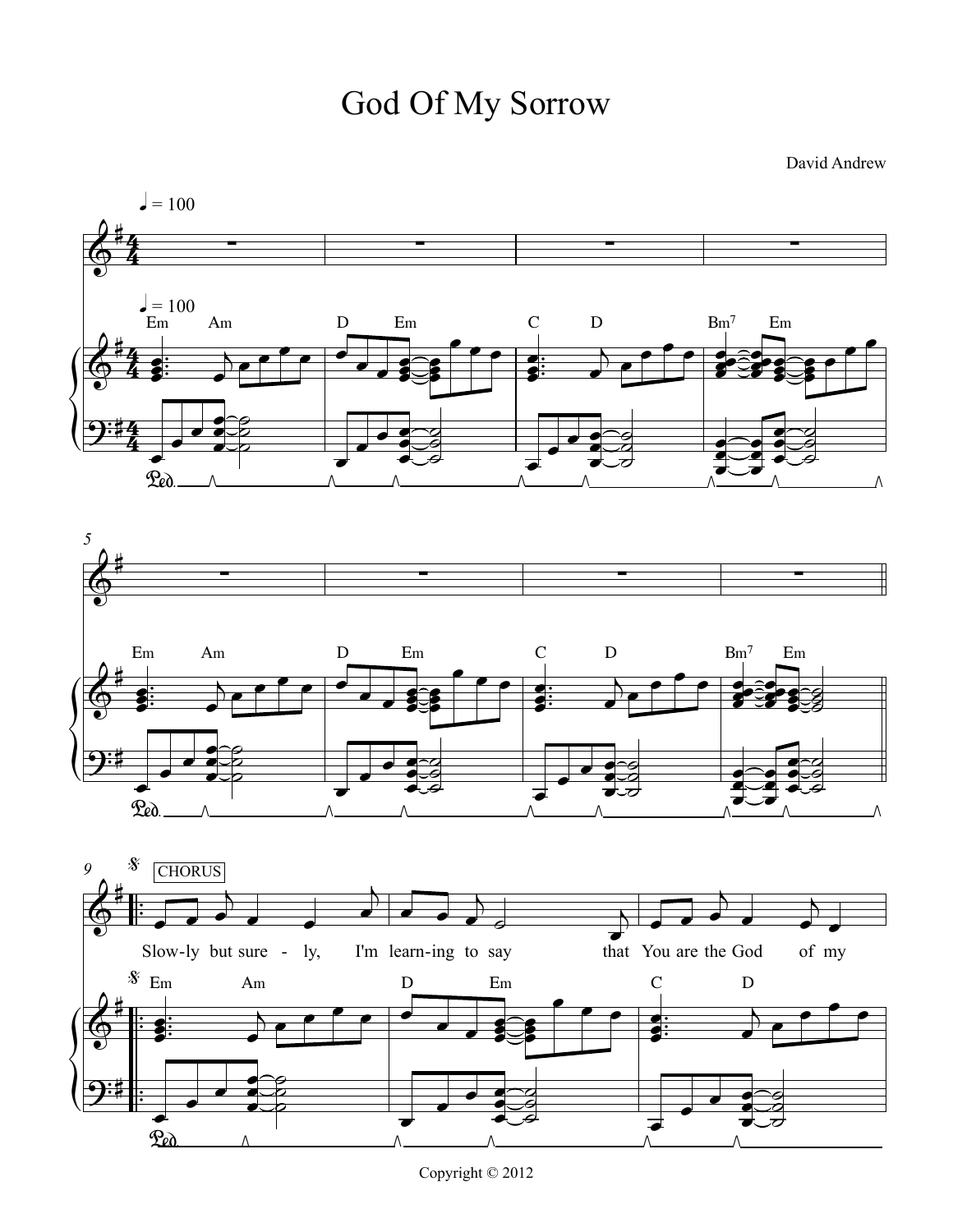# God Of My Sorrow

David Andrew

♩ = 100

Em Am | D Em | C D | Bm7 Em

Em Am | D Em | C D | Bm7 Em

CHORUS

Em Am | D Em | C D

Slow-ly but sure - ly, I'm learn-ing to say that You are the God of my

Copyright © 2012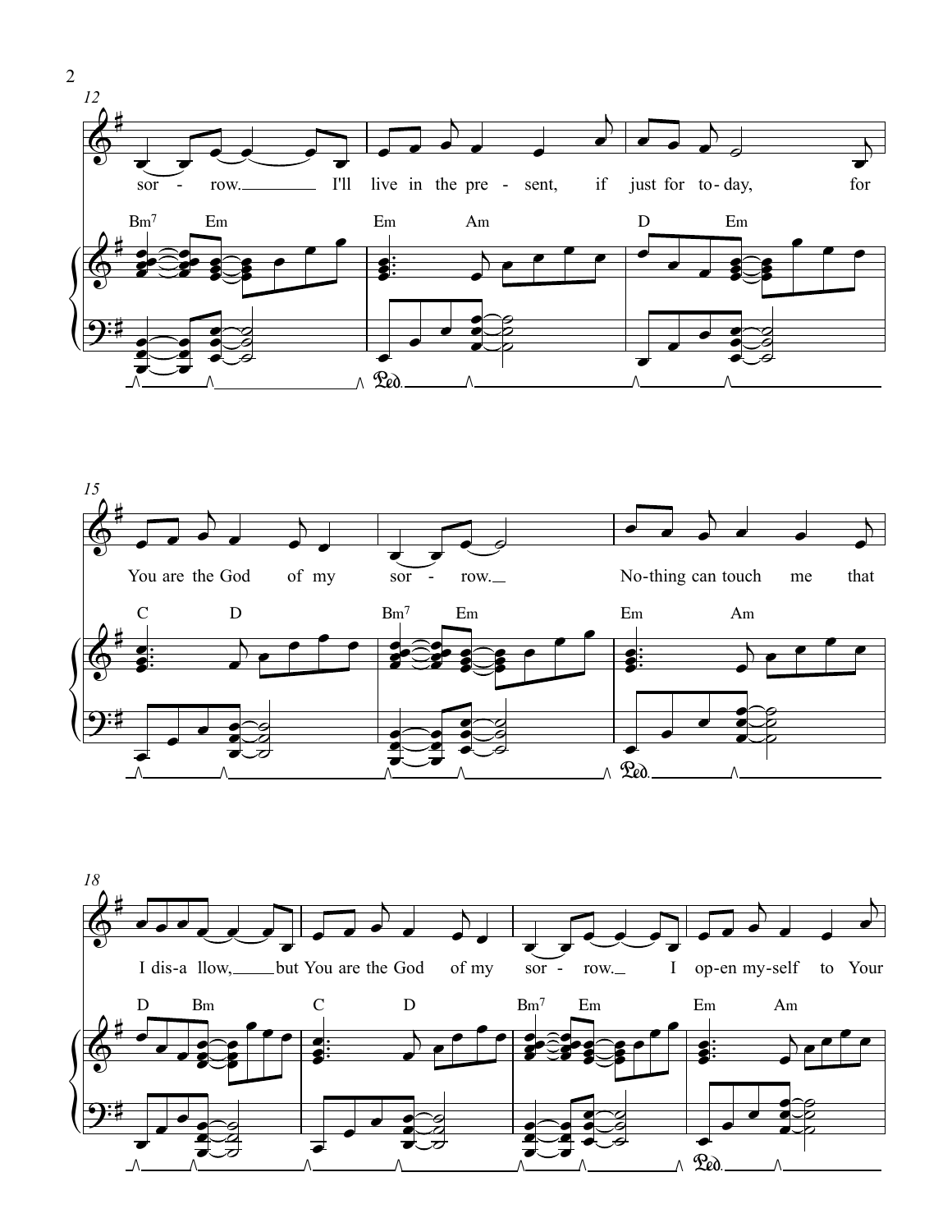12

sor - row. I'll live in the pre - sent, if just for to- day, for

Bm7 Em Em Am D Em

15

You are the God of my sor - row. No-thing can touch me that

C D Bm7 Em Em Am

18

I dis-a llow, but You are the God of my sor - row. I op-en my-self to Your

D Bm C D Bm7 Em Em Am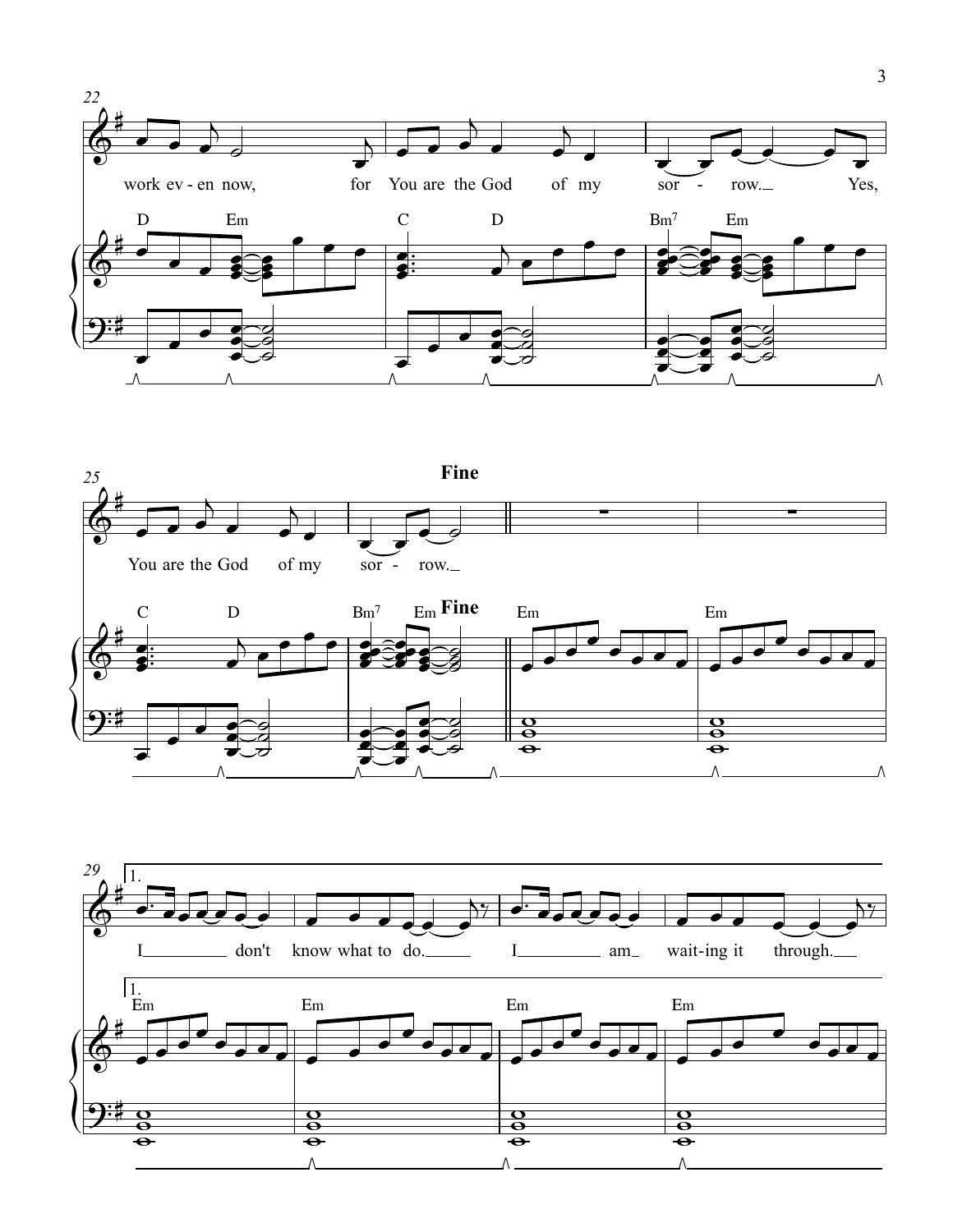22

work ev - en now, for You are the God of my sor - row. Yes,

D Em C D Bm7 Em

25

Fine

You are the God of my sor - row.

C D Bm7 Em Fine Em Em

29

1.

I don't know what to do. I am wait-ing it through.

1.

Em Em Em Em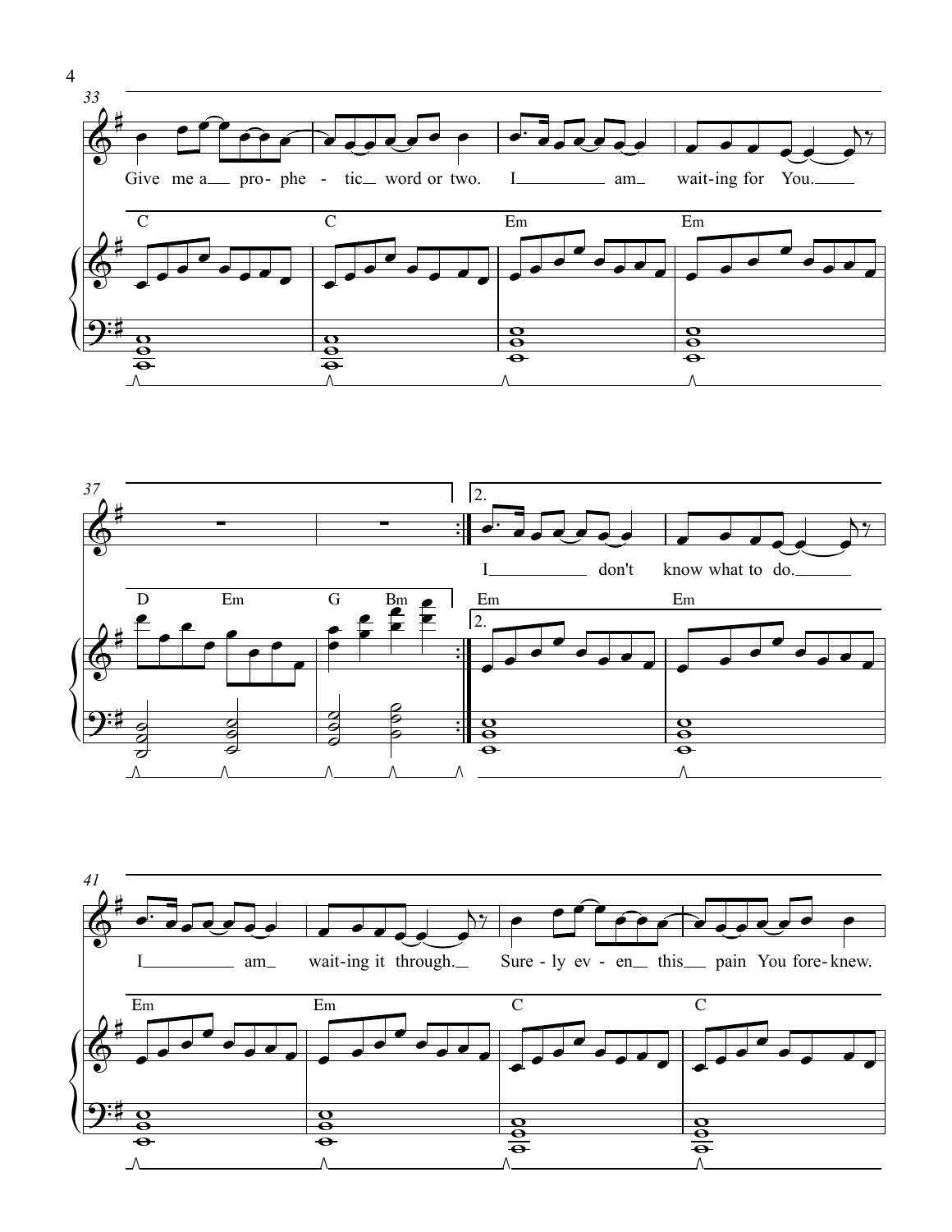33

Give me a pro- phe - tic word or two. I am wait-ing for You.

C C Em Em

37

2.

I don't know what to do.

D Em G Bm Em Em

41

I am wait-ing it through. Sure - ly ev - en this pain You fore-knew.

Em Em C C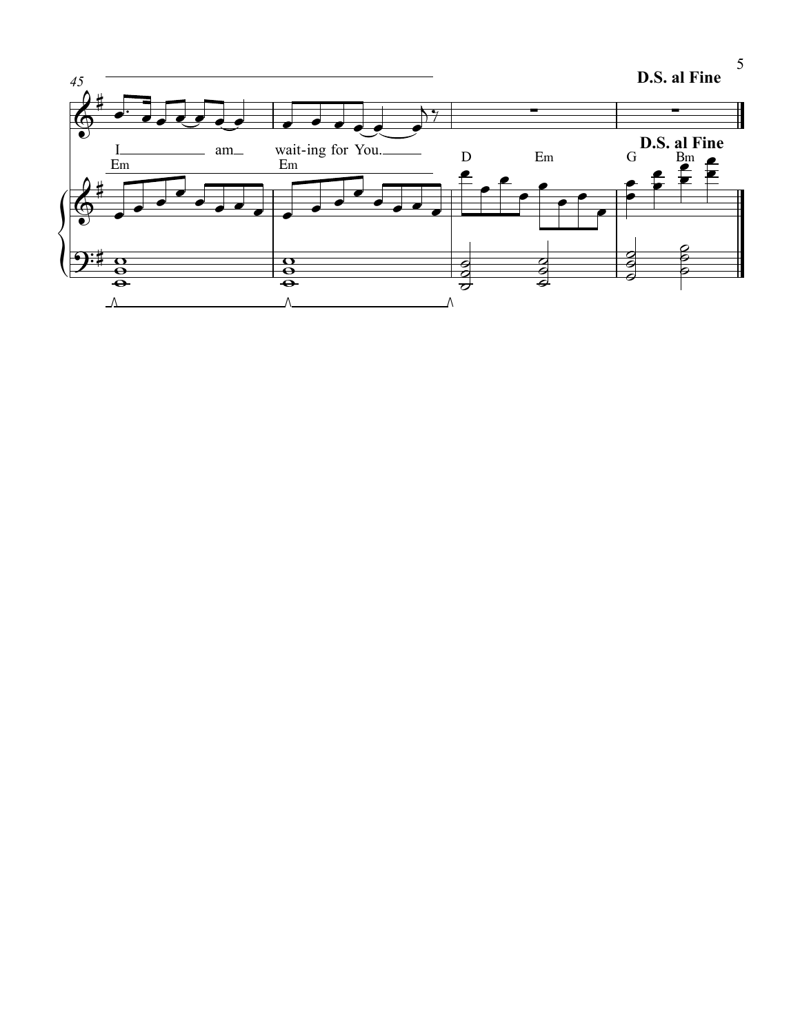45

**D.S. al Fine**

I am wait-ing for You.

Em Em D Em G Bm

**D.S. al Fine**